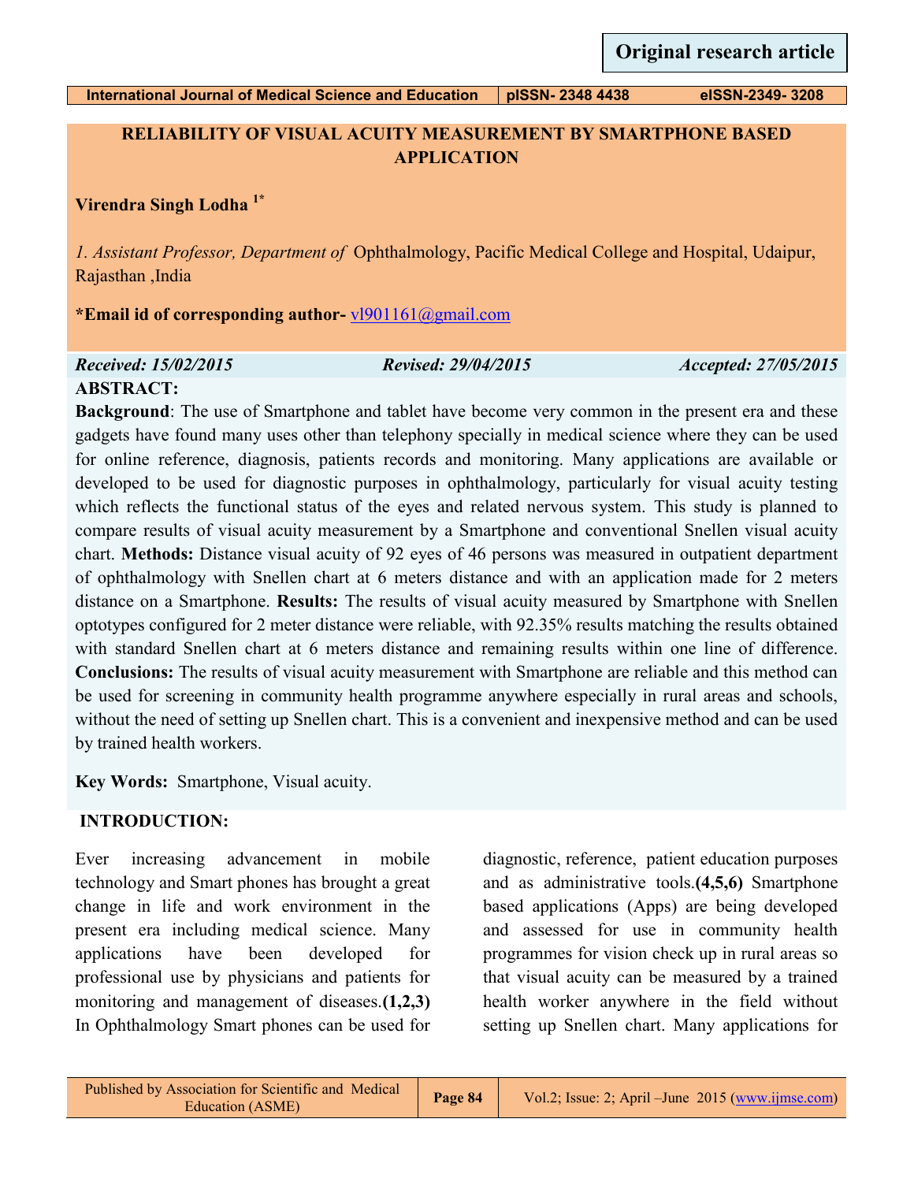Original research article

# RELIABILITY OF VISUAL ACUITY MEASUREMENT BY SMARTPHONE BASED APPLICATION

**Virendra Singh Lodha [1*]**

*1. Assistant Professor, Department of* Ophthalmology, Pacific Medical College and Hospital, Udaipur, Rajasthan ,India

**\*Email id of corresponding author-** vl901161@gmail.com

*Received: 15/02/2015* *Revised: 29/04/2015* *Accepted: 27/05/2015*

## ABSTRACT:

**Background**: The use of Smartphone and tablet have become very common in the present era and these gadgets have found many uses other than telephony specially in medical science where they can be used for online reference, diagnosis, patients records and monitoring. Many applications are available or developed to be used for diagnostic purposes in ophthalmology, particularly for visual acuity testing which reflects the functional status of the eyes and related nervous system. This study is planned to compare results of visual acuity measurement by a Smartphone and conventional Snellen visual acuity chart. **Methods:** Distance visual acuity of 92 eyes of 46 persons was measured in outpatient department of ophthalmology with Snellen chart at 6 meters distance and with an application made for 2 meters distance on a Smartphone. **Results:** The results of visual acuity measured by Smartphone with Snellen optotypes configured for 2 meter distance were reliable, with 92.35% results matching the results obtained with standard Snellen chart at 6 meters distance and remaining results within one line of difference. **Conclusions:** The results of visual acuity measurement with Smartphone are reliable and this method can be used for screening in community health programme anywhere especially in rural areas and schools, without the need of setting up Snellen chart. This is a convenient and inexpensive method and can be used by trained health workers.

**Key Words:** Smartphone, Visual acuity.

## INTRODUCTION:

Ever increasing advancement in mobile technology and Smart phones has brought a great change in life and work environment in the present era including medical science. Many applications have been developed for professional use by physicians and patients for monitoring and management of diseases.**(1,2,3)** In Ophthalmology Smart phones can be used for diagnostic, reference, patient education purposes and as administrative tools.**(4,5,6)** Smartphone based applications (Apps) are being developed and assessed for use in community health programmes for vision check up in rural areas so that visual acuity can be measured by a trained health worker anywhere in the field without setting up Snellen chart. Many applications for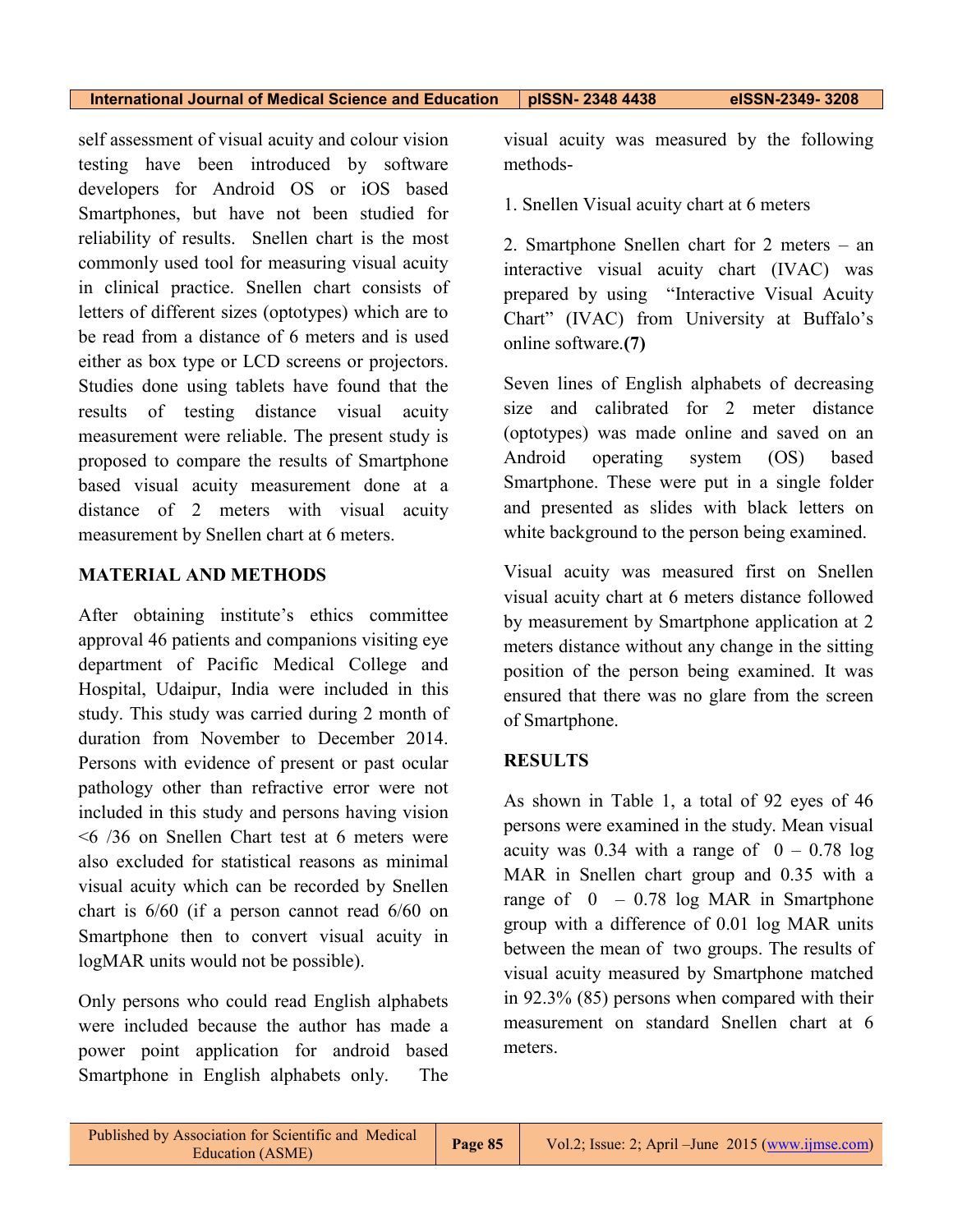self assessment of visual acuity and colour vision testing have been introduced by software developers for Android OS or iOS based Smartphones, but have not been studied for reliability of results. Snellen chart is the most commonly used tool for measuring visual acuity in clinical practice. Snellen chart consists of letters of different sizes (optotypes) which are to be read from a distance of 6 meters and is used either as box type or LCD screens or projectors. Studies done using tablets have found that the results of testing distance visual acuity measurement were reliable. The present study is proposed to compare the results of Smartphone based visual acuity measurement done at a distance of 2 meters with visual acuity measurement by Snellen chart at 6 meters.

## MATERIAL AND METHODS

After obtaining institute's ethics committee approval 46 patients and companions visiting eye department of Pacific Medical College and Hospital, Udaipur, India were included in this study. This study was carried during 2 month of duration from November to December 2014. Persons with evidence of present or past ocular pathology other than refractive error were not included in this study and persons having vision <6 /36 on Snellen Chart test at 6 meters were also excluded for statistical reasons as minimal visual acuity which can be recorded by Snellen chart is 6/60 (if a person cannot read 6/60 on Smartphone then to convert visual acuity in logMAR units would not be possible).

Only persons who could read English alphabets were included because the author has made a power point application for android based Smartphone in English alphabets only. The visual acuity was measured by the following methods-

1. Snellen Visual acuity chart at 6 meters

2. Smartphone Snellen chart for 2 meters – an interactive visual acuity chart (IVAC) was prepared by using "Interactive Visual Acuity Chart" (IVAC) from University at Buffalo's online software.**(7)**

Seven lines of English alphabets of decreasing size and calibrated for 2 meter distance (optotypes) was made online and saved on an Android operating system (OS) based Smartphone. These were put in a single folder and presented as slides with black letters on white background to the person being examined.

Visual acuity was measured first on Snellen visual acuity chart at 6 meters distance followed by measurement by Smartphone application at 2 meters distance without any change in the sitting position of the person being examined. It was ensured that there was no glare from the screen of Smartphone.

## RESULTS

As shown in Table 1, a total of 92 eyes of 46 persons were examined in the study. Mean visual acuity was 0.34 with a range of 0 – 0.78 log MAR in Snellen chart group and 0.35 with a range of 0 – 0.78 log MAR in Smartphone group with a difference of 0.01 log MAR units between the mean of two groups. The results of visual acuity measured by Smartphone matched in 92.3% (85) persons when compared with their measurement on standard Snellen chart at 6 meters.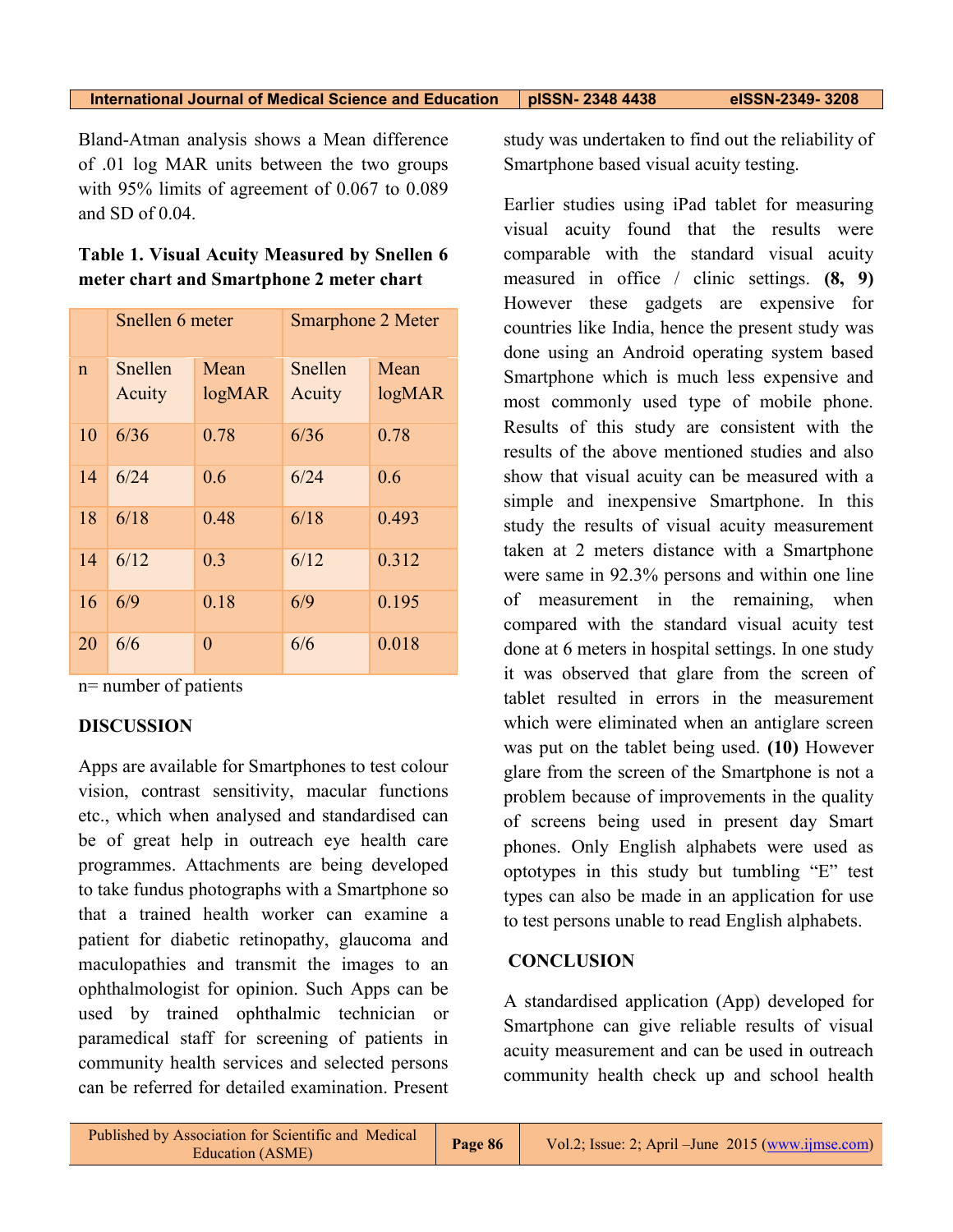Bland-Atman analysis shows a Mean difference of .01 log MAR units between the two groups with 95% limits of agreement of 0.067 to 0.089 and SD of 0.04.

**Table 1. Visual Acuity Measured by Snellen 6 meter chart and Smartphone 2 meter chart**

| | Snellen 6 meter | | Smarphone 2 Meter | |
|---|---|---|---|---|
| n | Snellen Acuity | Mean logMAR | Snellen Acuity | Mean logMAR |
| 10 | 6/36 | 0.78 | 6/36 | 0.78 |
| 14 | 6/24 | 0.6 | 6/24 | 0.6 |
| 18 | 6/18 | 0.48 | 6/18 | 0.493 |
| 14 | 6/12 | 0.3 | 6/12 | 0.312 |
| 16 | 6/9 | 0.18 | 6/9 | 0.195 |
| 20 | 6/6 | 0 | 6/6 | 0.018 |

n= number of patients

## DISCUSSION

Apps are available for Smartphones to test colour vision, contrast sensitivity, macular functions etc., which when analysed and standardised can be of great help in outreach eye health care programmes. Attachments are being developed to take fundus photographs with a Smartphone so that a trained health worker can examine a patient for diabetic retinopathy, glaucoma and maculopathies and transmit the images to an ophthalmologist for opinion. Such Apps can be used by trained ophthalmic technician or paramedical staff for screening of patients in community health services and selected persons can be referred for detailed examination. Present study was undertaken to find out the reliability of Smartphone based visual acuity testing.

Earlier studies using iPad tablet for measuring visual acuity found that the results were comparable with the standard visual acuity measured in office / clinic settings. **(8, 9)** However these gadgets are expensive for countries like India, hence the present study was done using an Android operating system based Smartphone which is much less expensive and most commonly used type of mobile phone. Results of this study are consistent with the results of the above mentioned studies and also show that visual acuity can be measured with a simple and inexpensive Smartphone. In this study the results of visual acuity measurement taken at 2 meters distance with a Smartphone were same in 92.3% persons and within one line of measurement in the remaining, when compared with the standard visual acuity test done at 6 meters in hospital settings. In one study it was observed that glare from the screen of tablet resulted in errors in the measurement which were eliminated when an antiglare screen was put on the tablet being used. **(10)** However glare from the screen of the Smartphone is not a problem because of improvements in the quality of screens being used in present day Smart phones. Only English alphabets were used as optotypes in this study but tumbling "E" test types can also be made in an application for use to test persons unable to read English alphabets.

## CONCLUSION

A standardised application (App) developed for Smartphone can give reliable results of visual acuity measurement and can be used in outreach community health check up and school health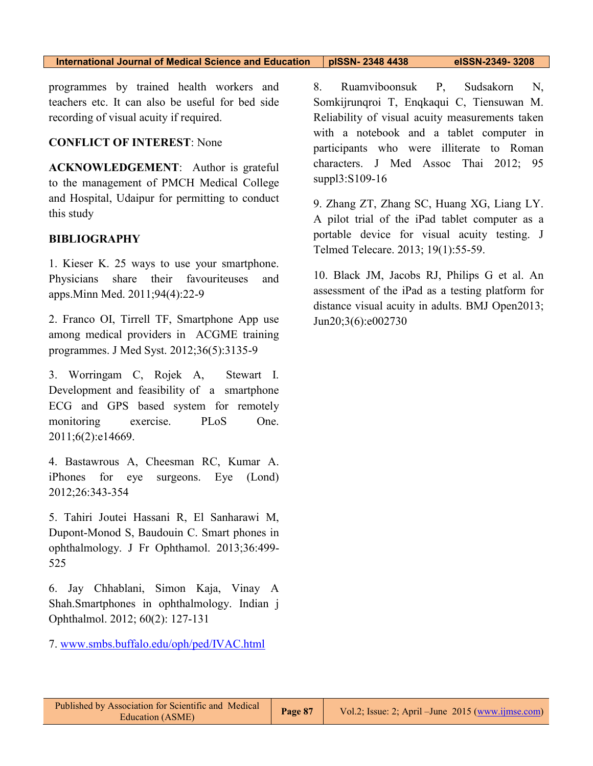programmes by trained health workers and teachers etc. It can also be useful for bed side recording of visual acuity if required.

**CONFLICT OF INTEREST**: None

**ACKNOWLEDGEMENT**: Author is grateful to the management of PMCH Medical College and Hospital, Udaipur for permitting to conduct this study

**BIBLIOGRAPHY**

1. Kieser K. 25 ways to use your smartphone. Physicians share their favouriteuses and apps.Minn Med. 2011;94(4):22-9

2. Franco OI, Tirrell TF, Smartphone App use among medical providers in ACGME training programmes. J Med Syst. 2012;36(5):3135-9

3. Worringam C, Rojek A, Stewart I. Development and feasibility of a smartphone ECG and GPS based system for remotely monitoring exercise. PLoS One. 2011;6(2):e14669.

4. Bastawrous A, Cheesman RC, Kumar A. iPhones for eye surgeons. Eye (Lond) 2012;26:343-354

5. Tahiri Joutei Hassani R, El Sanharawi M, Dupont-Monod S, Baudouin C. Smart phones in ophthalmology. J Fr Ophthamol. 2013;36:499-525

6. Jay Chhablani, Simon Kaja, Vinay A Shah.Smartphones in ophthalmology. Indian j Ophthalmol. 2012; 60(2): 127-131

7. www.smbs.buffalo.edu/oph/ped/IVAC.html

8. Ruamviboonsuk P, Sudsakorn N, Somkijrunqroi T, Enqkaqui C, Tiensuwan M. Reliability of visual acuity measurements taken with a notebook and a tablet computer in participants who were illiterate to Roman characters. J Med Assoc Thai 2012; 95 suppl3:S109-16

9. Zhang ZT, Zhang SC, Huang XG, Liang LY. A pilot trial of the iPad tablet computer as a portable device for visual acuity testing. J Telmed Telecare. 2013; 19(1):55-59.

10. Black JM, Jacobs RJ, Philips G et al. An assessment of the iPad as a testing platform for distance visual acuity in adults. BMJ Open2013; Jun20;3(6):e002730